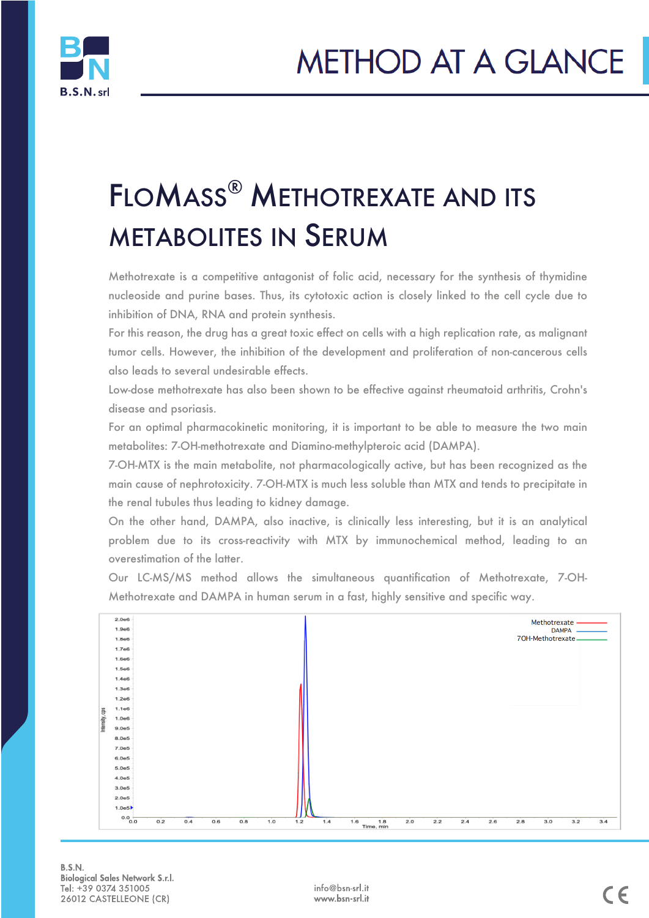# METHOD AT A GLANCE

## FloMass® Methotrexate and its Metabolites in Serum

Methotrexate is a competitive antagonist of folic acid, necessary for the synthesis of thymidine nucleoside and purine bases. Thus, its cytotoxic action is closely linked to the cell cycle due to inhibition of DNA, RNA and protein synthesis.

For this reason, the drug has a great toxic effect on cells with a high replication rate, as malignant tumor cells. However, the inhibition of the development and proliferation of non-cancerous cells also leads to several undesirable effects.

Low-dose methotrexate has also been shown to be effective against rheumatoid arthritis, Crohn's disease and psoriasis.

For an optimal pharmacokinetic monitoring, it is important to be able to measure the two main metabolites: 7-OH-methotrexate and Diamino-methylpteroic acid (DAMPA).

7-OH-MTX is the main metabolite, not pharmacologically active, but has been recognized as the main cause of nephrotoxicity. 7-OH-MTX is much less soluble than MTX and tends to precipitate in the renal tubules thus leading to kidney damage.

On the other hand, DAMPA, also inactive, is clinically less interesting, but it is an analytical problem due to its cross-reactivity with MTX by immunochemical method, leading to an overestimation of the latter.

Our LC-MS/MS method allows the simultaneous quantification of Methotrexate, 7-OH-Methotrexate and DAMPA in human serum in a fast, highly sensitive and specific way.

B.S.N.
Biological Sales Network S.r.l.
Tel: +39 0374 351005
26012 CASTELLEONE (CR)

info@bsn-srl.it
www.bsn-srl.it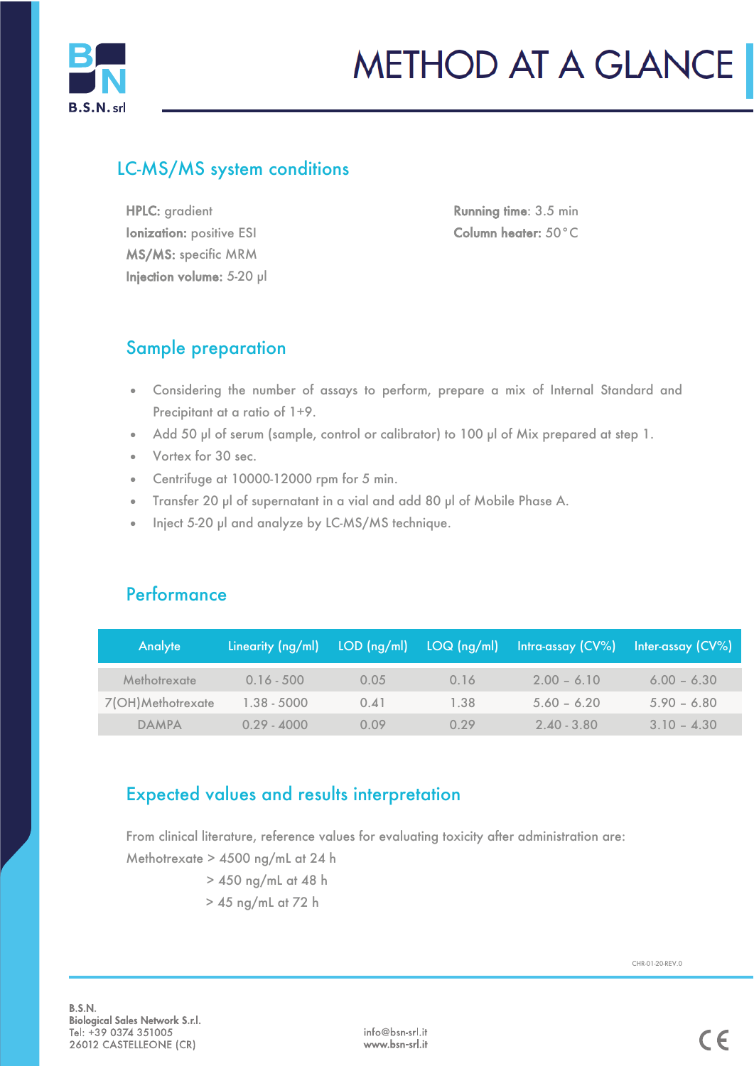# METHOD AT A GLANCE

## LC-MS/MS system conditions

**HPLC:** gradient
**Ionization:** positive ESI
**MS/MS:** specific MRM
**Injection volume:** 5-20 µl

**Running time**: 3.5 min
**Column heater:** 50°C

## Sample preparation

- Considering the number of assays to perform, prepare a mix of Internal Standard and Precipitant at a ratio of 1+9.
- Add 50 µl of serum (sample, control or calibrator) to 100 µl of Mix prepared at step 1.
- Vortex for 30 sec.
- Centrifuge at 10000-12000 rpm for 5 min.
- Transfer 20 µl of supernatant in a vial and add 80 µl of Mobile Phase A.
- Inject 5-20 µl and analyze by LC-MS/MS technique.

## Performance

| Analyte | Linearity (ng/ml) | LOD (ng/ml) | LOQ (ng/ml) | Intra-assay (CV%) | Inter-assay (CV%) |
|---|---|---|---|---|---|
| Methotrexate | 0.16 - 500 | 0.05 | 0.16 | 2.00 – 6.10 | 6.00 – 6.30 |
| 7(OH)Methotrexate | 1.38 - 5000 | 0.41 | 1.38 | 5.60 – 6.20 | 5.90 – 6.80 |
| DAMPA | 0.29 - 4000 | 0.09 | 0.29 | 2.40 - 3.80 | 3.10 – 4.30 |

## Expected values and results interpretation

From clinical literature, reference values for evaluating toxicity after administration are:

Methotrexate > 4500 ng/mL at 24 h
> 450 ng/mL at 48 h
> 45 ng/mL at 72 h

CHR-01-20-REV.0

B.S.N.
Biological Sales Network S.r.l.
Tel: +39 0374 351005
26012 CASTELLEONE (CR)

info@bsn-srl.it
www.bsn-srl.it